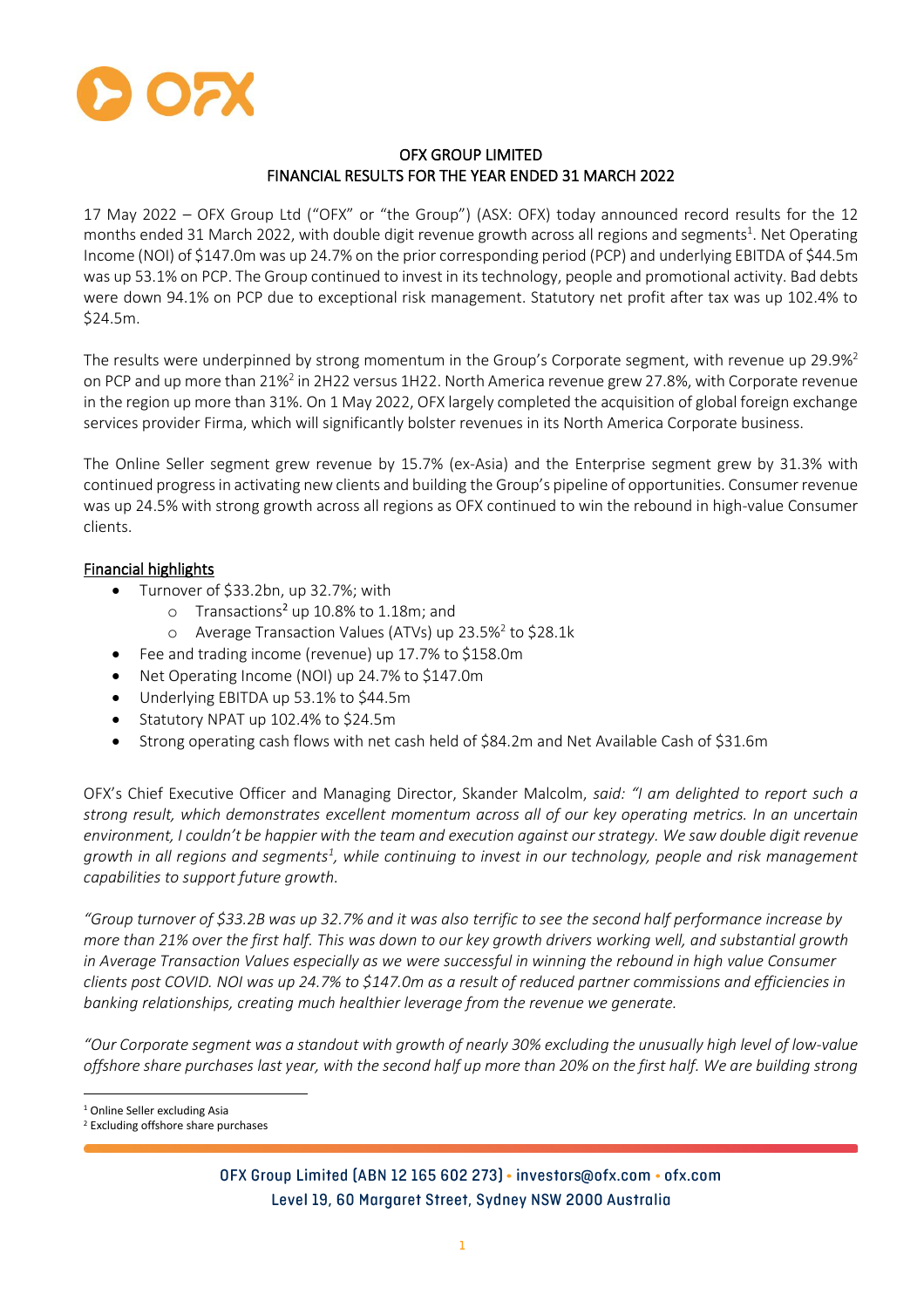# OFX GROUP LIMITED
## FINANCIAL RESULTS FOR THE YEAR ENDED 31 MARCH 2022

17 May 2022 – OFX Group Ltd ("OFX" or "the Group") (ASX: OFX) today announced record results for the 12 months ended 31 March 2022, with double digit revenue growth across all regions and segments[1]. Net Operating Income (NOI) of $147.0m was up 24.7% on the prior corresponding period (PCP) and underlying EBITDA of $44.5m was up 53.1% on PCP. The Group continued to invest in its technology, people and promotional activity. Bad debts were down 94.1% on PCP due to exceptional risk management. Statutory net profit after tax was up 102.4% to $24.5m.

The results were underpinned by strong momentum in the Group's Corporate segment, with revenue up 29.9%[2] on PCP and up more than 21%[2] in 2H22 versus 1H22. North America revenue grew 27.8%, with Corporate revenue in the region up more than 31%. On 1 May 2022, OFX largely completed the acquisition of global foreign exchange services provider Firma, which will significantly bolster revenues in its North America Corporate business.

The Online Seller segment grew revenue by 15.7% (ex-Asia) and the Enterprise segment grew by 31.3% with continued progress in activating new clients and building the Group's pipeline of opportunities. Consumer revenue was up 24.5% with strong growth across all regions as OFX continued to win the rebound in high-value Consumer clients.

### Financial highlights

- Turnover of $33.2bn, up 32.7%; with
  - Transactions[2] up 10.8% to 1.18m; and
  - Average Transaction Values (ATVs) up 23.5%[2] to $28.1k
- Fee and trading income (revenue) up 17.7% to $158.0m
- Net Operating Income (NOI) up 24.7% to $147.0m
- Underlying EBITDA up 53.1% to $44.5m
- Statutory NPAT up 102.4% to $24.5m
- Strong operating cash flows with net cash held of $84.2m and Net Available Cash of $31.6m

OFX's Chief Executive Officer and Managing Director, Skander Malcolm, *said: "I am delighted to report such a strong result, which demonstrates excellent momentum across all of our key operating metrics. In an uncertain environment, I couldn't be happier with the team and execution against our strategy. We saw double digit revenue growth in all regions and segments[1], while continuing to invest in our technology, people and risk management capabilities to support future growth.*

*"Group turnover of $33.2B was up 32.7% and it was also terrific to see the second half performance increase by more than 21% over the first half. This was down to our key growth drivers working well, and substantial growth in Average Transaction Values especially as we were successful in winning the rebound in high value Consumer clients post COVID. NOI was up 24.7% to $147.0m as a result of reduced partner commissions and efficiencies in banking relationships, creating much healthier leverage from the revenue we generate.*

*"Our Corporate segment was a standout with growth of nearly 30% excluding the unusually high level of low-value offshore share purchases last year, with the second half up more than 20% on the first half. We are building strong*

[1] Online Seller excluding Asia

[2] Excluding offshore share purchases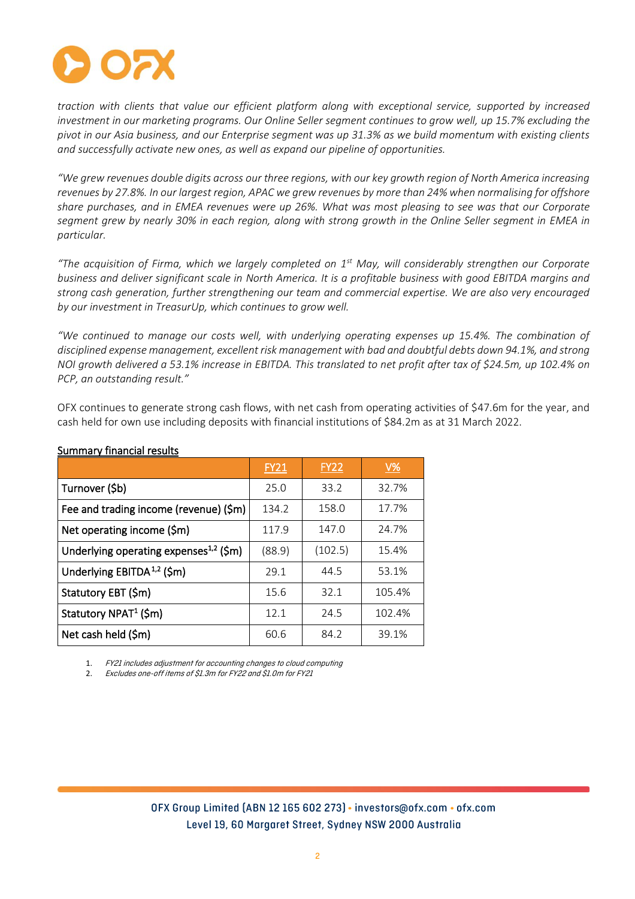*traction with clients that value our efficient platform along with exceptional service, supported by increased investment in our marketing programs. Our Online Seller segment continues to grow well, up 15.7% excluding the pivot in our Asia business, and our Enterprise segment was up 31.3% as we build momentum with existing clients and successfully activate new ones, as well as expand our pipeline of opportunities.*

*"We grew revenues double digits across our three regions, with our key growth region of North America increasing revenues by 27.8%. In our largest region, APAC we grew revenues by more than 24% when normalising for offshore share purchases, and in EMEA revenues were up 26%. What was most pleasing to see was that our Corporate segment grew by nearly 30% in each region, along with strong growth in the Online Seller segment in EMEA in particular.*

*"The acquisition of Firma, which we largely completed on 1st May, will considerably strengthen our Corporate business and deliver significant scale in North America. It is a profitable business with good EBITDA margins and strong cash generation, further strengthening our team and commercial expertise. We are also very encouraged by our investment in TreasurUp, which continues to grow well.*

*"We continued to manage our costs well, with underlying operating expenses up 15.4%. The combination of disciplined expense management, excellent risk management with bad and doubtful debts down 94.1%, and strong NOI growth delivered a 53.1% increase in EBITDA. This translated to net profit after tax of $24.5m, up 102.4% on PCP, an outstanding result."*

OFX continues to generate strong cash flows, with net cash from operating activities of $47.6m for the year, and cash held for own use including deposits with financial institutions of $84.2m as at 31 March 2022.

**Summary financial results**

| | FY21 | FY22 | V% |
|---|---|---|---|
| Turnover ($b) | 25.0 | 33.2 | 32.7% |
| Fee and trading income (revenue) ($m) | 134.2 | 158.0 | 17.7% |
| Net operating income ($m) | 117.9 | 147.0 | 24.7% |
| Underlying operating expenses[1,2] ($m) | (88.9) | (102.5) | 15.4% |
| Underlying EBITDA[1,2] ($m) | 29.1 | 44.5 | 53.1% |
| Statutory EBT ($m) | 15.6 | 32.1 | 105.4% |
| Statutory NPAT[1] ($m) | 12.1 | 24.5 | 102.4% |
| Net cash held ($m) | 60.6 | 84.2 | 39.1% |

1. *FY21 includes adjustment for accounting changes to cloud computing*
2. *Excludes one-off items of $1.3m for FY22 and $1.0m for FY21*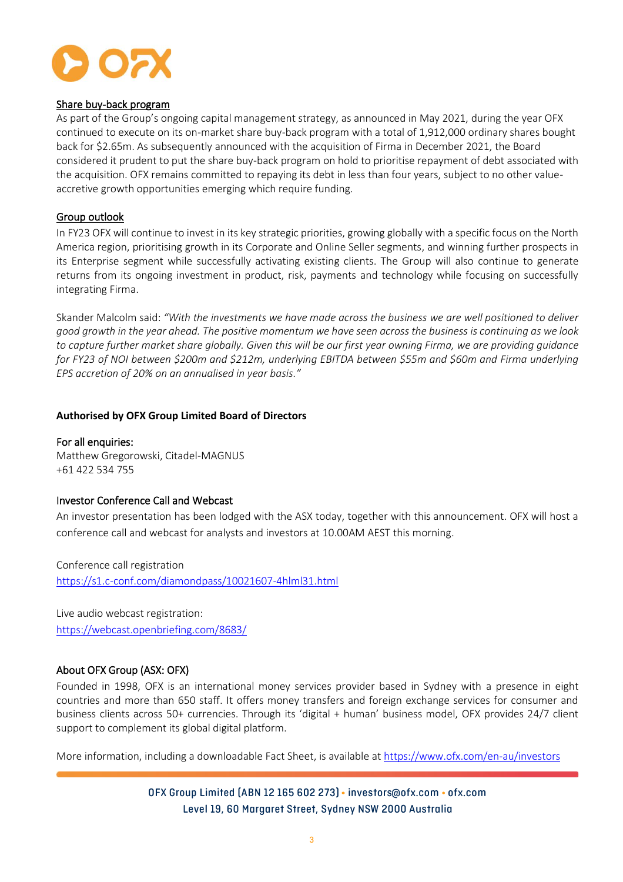## Share buy-back program

As part of the Group's ongoing capital management strategy, as announced in May 2021, during the year OFX continued to execute on its on-market share buy-back program with a total of 1,912,000 ordinary shares bought back for $2.65m. As subsequently announced with the acquisition of Firma in December 2021, the Board considered it prudent to put the share buy-back program on hold to prioritise repayment of debt associated with the acquisition. OFX remains committed to repaying its debt in less than four years, subject to no other value-accretive growth opportunities emerging which require funding.

## Group outlook

In FY23 OFX will continue to invest in its key strategic priorities, growing globally with a specific focus on the North America region, prioritising growth in its Corporate and Online Seller segments, and winning further prospects in its Enterprise segment while successfully activating existing clients. The Group will also continue to generate returns from its ongoing investment in product, risk, payments and technology while focusing on successfully integrating Firma.

Skander Malcolm said: *"With the investments we have made across the business we are well positioned to deliver good growth in the year ahead. The positive momentum we have seen across the business is continuing as we look to capture further market share globally. Given this will be our first year owning Firma, we are providing guidance for FY23 of NOI between $200m and $212m, underlying EBITDA between $55m and $60m and Firma underlying EPS accretion of 20% on an annualised in year basis."*

**Authorised by OFX Group Limited Board of Directors**

For all enquiries:
Matthew Gregorowski, Citadel-MAGNUS
+61 422 534 755

## Investor Conference Call and Webcast

An investor presentation has been lodged with the ASX today, together with this announcement. OFX will host a conference call and webcast for analysts and investors at 10.00AM AEST this morning.

Conference call registration
https://s1.c-conf.com/diamondpass/10021607-4hlml31.html

Live audio webcast registration:
https://webcast.openbriefing.com/8683/

## About OFX Group (ASX: OFX)

Founded in 1998, OFX is an international money services provider based in Sydney with a presence in eight countries and more than 650 staff. It offers money transfers and foreign exchange services for consumer and business clients across 50+ currencies. Through its 'digital + human' business model, OFX provides 24/7 client support to complement its global digital platform.

More information, including a downloadable Fact Sheet, is available at https://www.ofx.com/en-au/investors

OFX Group Limited (ABN 12 165 602 273) • investors@ofx.com • ofx.com
Level 19, 60 Margaret Street, Sydney NSW 2000 Australia